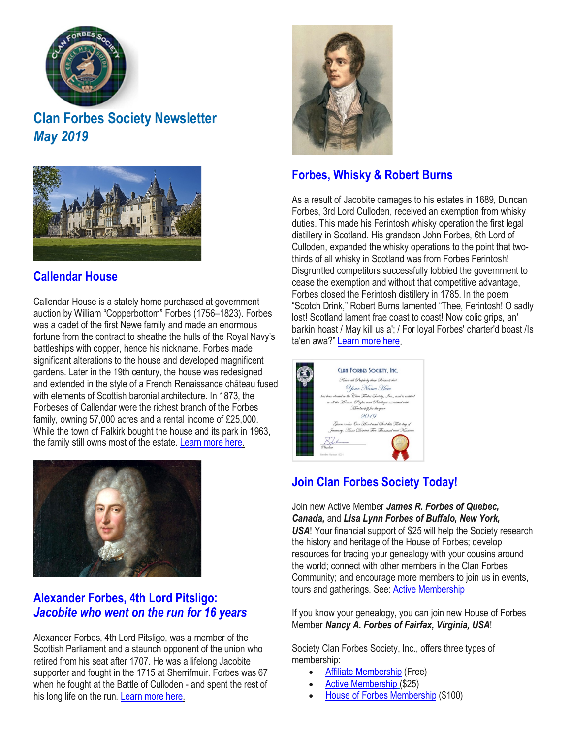# Clan Forbes Society Newsletter

*May 2019*

## Callendar House

Callendar House is a stately home purchased at government auction by William "Copperbottom" Forbes (1756–1823). Forbes was a cadet of the first Newe family and made an enormous fortune from the contract to sheathe the hulls of the Royal Navy's battleships with copper, hence his nickname. Forbes made significant alterations to the house and developed magnificent gardens. Later in the 19th century, the house was redesigned and extended in the style of a French Renaissance château fused with elements of Scottish baronial architecture. In 1873, the Forbeses of Callendar were the richest branch of the Forbes family, owning 57,000 acres and a rental income of £25,000. While the town of Falkirk bought the house and its park in 1963, the family still owns most of the estate. Learn more here.

## Alexander Forbes, 4th Lord Pitsligo: *Jacobite who went on the run for 16 years*

Alexander Forbes, 4th Lord Pitsligo, was a member of the Scottish Parliament and a staunch opponent of the union who retired from his seat after 1707. He was a lifelong Jacobite supporter and fought in the 1715 at Sherrifmuir. Forbes was 67 when he fought at the Battle of Culloden - and spent the rest of his long life on the run. Learn more here.

## Forbes, Whisky & Robert Burns

As a result of Jacobite damages to his estates in 1689, Duncan Forbes, 3rd Lord Culloden, received an exemption from whisky duties. This made his Ferintosh whisky operation the first legal distillery in Scotland. His grandson John Forbes, 6th Lord of Culloden, expanded the whisky operations to the point that two-thirds of all whisky in Scotland was from Forbes Ferintosh! Disgruntled competitors successfully lobbied the government to cease the exemption and without that competitive advantage, Forbes closed the Ferintosh distillery in 1785. In the poem "Scotch Drink," Robert Burns lamented "Thee, Ferintosh! O sadly lost! Scotland lament frae coast to coast! Now colic grips, an' barkin hoast / May kill us a'; / For loyal Forbes' charter'd boast /Is ta'en awa?" Learn more here.

## Join Clan Forbes Society Today!

Join new Active Member ***James R. Forbes of Quebec, Canada,*** and ***Lisa Lynn Forbes of Buffalo, New York, USA***! Your financial support of $25 will help the Society research the history and heritage of the House of Forbes; develop resources for tracing your genealogy with your cousins around the world; connect with other members in the Clan Forbes Community; and encourage more members to join us in events, tours and gatherings. See: Active Membership

If you know your genealogy, you can join new House of Forbes Member ***Nancy A. Forbes of Fairfax, Virginia, USA***!

Society Clan Forbes Society, Inc., offers three types of membership:

- Affiliate Membership (Free)
- Active Membership ($25)
- House of Forbes Membership ($100)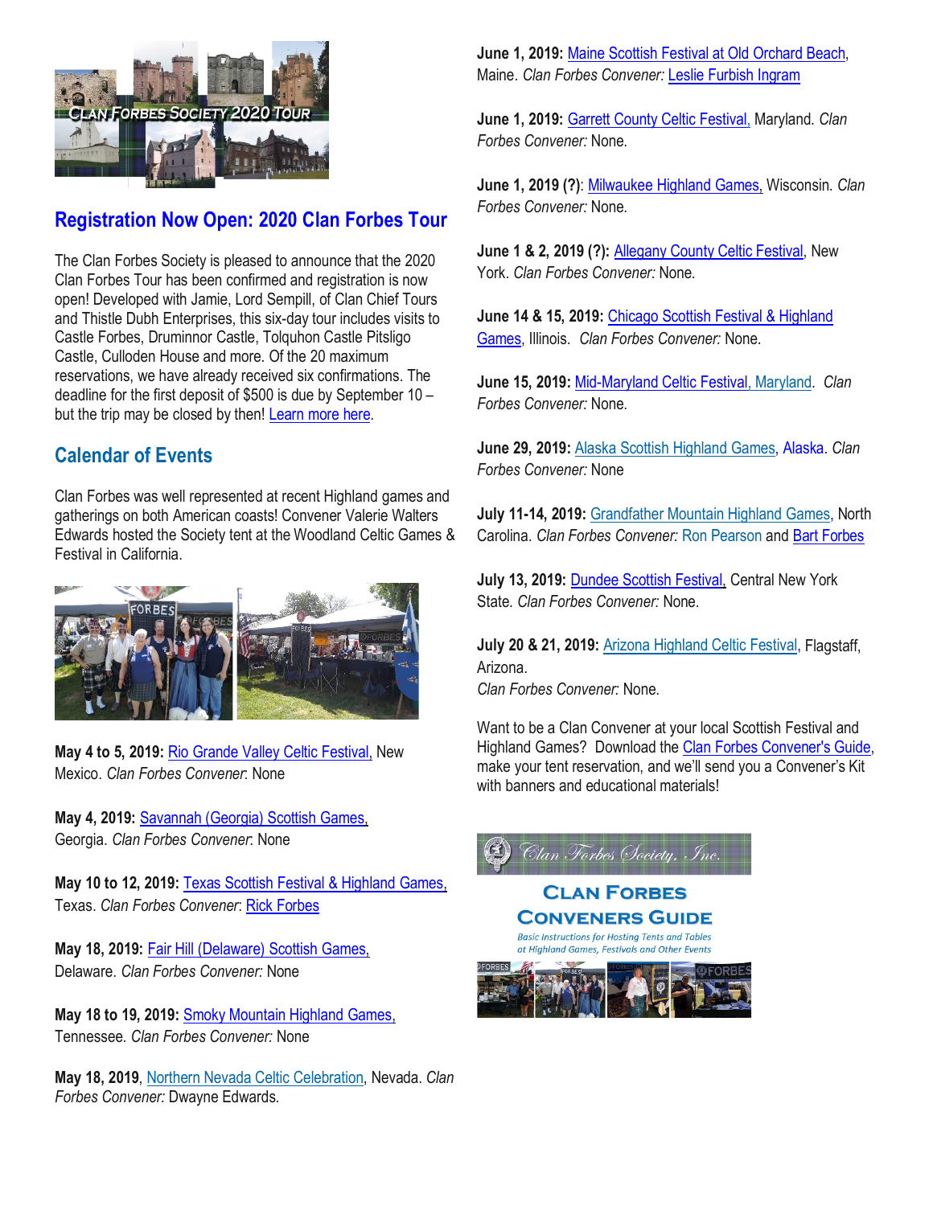## Registration Now Open: 2020 Clan Forbes Tour

The Clan Forbes Society is pleased to announce that the 2020 Clan Forbes Tour has been confirmed and registration is now open! Developed with Jamie, Lord Sempill, of Clan Chief Tours and Thistle Dubh Enterprises, this six-day tour includes visits to Castle Forbes, Druminnor Castle, Tolquhon Castle Pitsligo Castle, Culloden House and more. Of the 20 maximum reservations, we have already received six confirmations. The deadline for the first deposit of $500 is due by September 10 – but the trip may be closed by then! Learn more here.

## Calendar of Events

Clan Forbes was well represented at recent Highland games and gatherings on both American coasts! Convener Valerie Walters Edwards hosted the Society tent at the Woodland Celtic Games & Festival in California.

**May 4 to 5, 2019:** Rio Grande Valley Celtic Festival, New Mexico. *Clan Forbes Convener*: None

**May 4, 2019:** Savannah (Georgia) Scottish Games, Georgia. *Clan Forbes Convener*: None

**May 10 to 12, 2019:** Texas Scottish Festival & Highland Games, Texas. *Clan Forbes Convener*: Rick Forbes

**May 18, 2019:** Fair Hill (Delaware) Scottish Games, Delaware. *Clan Forbes Convener:* None

**May 18 to 19, 2019:** Smoky Mountain Highland Games, Tennessee. *Clan Forbes Convener:* None

**May 18, 2019**, Northern Nevada Celtic Celebration, Nevada. *Clan Forbes Convener:* Dwayne Edwards.

**June 1, 2019:** Maine Scottish Festival at Old Orchard Beach, Maine. *Clan Forbes Convener:* Leslie Furbish Ingram

**June 1, 2019:** Garrett County Celtic Festival, Maryland. *Clan Forbes Convener:* None.

**June 1, 2019 (?)**: Milwaukee Highland Games, Wisconsin. *Clan Forbes Convener:* None.

**June 1 & 2, 2019 (?):** Allegany County Celtic Festival, New York. *Clan Forbes Convener:* None.

**June 14 & 15, 2019:** Chicago Scottish Festival & Highland Games, Illinois. *Clan Forbes Convener:* None.

**June 15, 2019:** Mid-Maryland Celtic Festival, Maryland. *Clan Forbes Convener:* None.

**June 29, 2019:** Alaska Scottish Highland Games, Alaska. *Clan Forbes Convener:* None

**July 11-14, 2019:** Grandfather Mountain Highland Games, North Carolina. *Clan Forbes Convener:* Ron Pearson and Bart Forbes

**July 13, 2019:** Dundee Scottish Festival, Central New York State. *Clan Forbes Convener:* None.

**July 20 & 21, 2019:** Arizona Highland Celtic Festival, Flagstaff, Arizona.
*Clan Forbes Convener:* None.

Want to be a Clan Convener at your local Scottish Festival and Highland Games? Download the Clan Forbes Convener's Guide, make your tent reservation, and we'll send you a Convener's Kit with banners and educational materials!

Clan Forbes Society, Inc.

**Clan Forbes Conveners Guide**

*Basic Instructions for Hosting Tents and Tables at Highland Games, Festivals and Other Events*